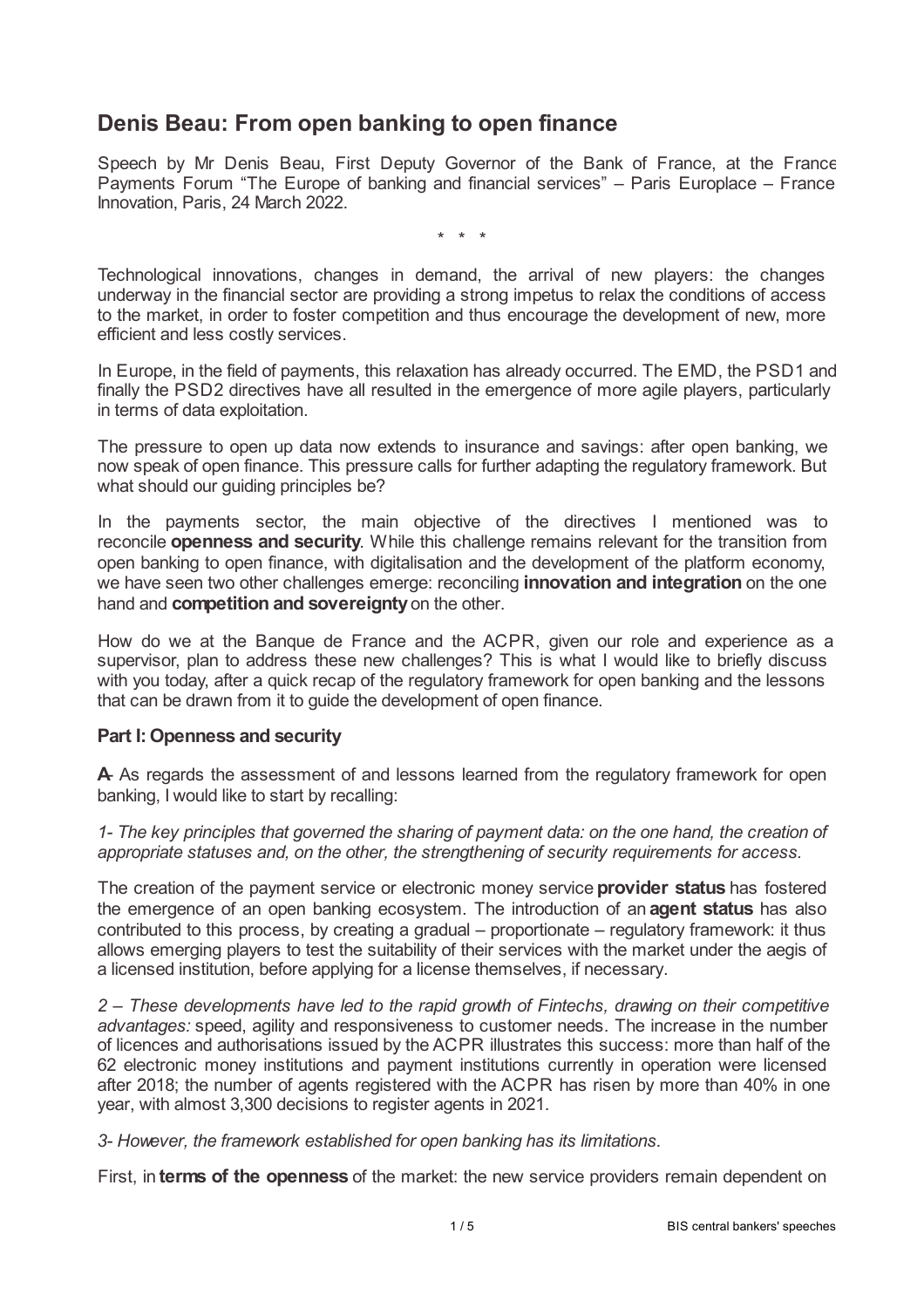# Denis Beau: From open banking to open finance

Speech by Mr Denis Beau, First Deputy Governor of the Bank of France, at the France Payments Forum "The Europe of banking and financial services" – Paris Europlace – France Innovation, Paris, 24 March 2022.

\* \* \*

Technological innovations, changes in demand, the arrival of new players: the changes underway in the financial sector are providing a strong impetus to relax the conditions of access to the market, in order to foster competition and thus encourage the development of new, more efficient and less costly services.

In Europe, in the field of payments, this relaxation has already occurred. The EMD, the PSD1 and finally the PSD2 directives have all resulted in the emergence of more agile players, particularly in terms of data exploitation.

The pressure to open up data now extends to insurance and savings: after open banking, we now speak of open finance. This pressure calls for further adapting the regulatory framework. But what should our guiding principles be?

In the payments sector, the main objective of the directives I mentioned was to reconcile **openness and security**. While this challenge remains relevant for the transition from open banking to open finance, with digitalisation and the development of the platform economy, we have seen two other challenges emerge: reconciling **innovation and integration** on the one hand and **competition and sovereignty** on the other.

How do we at the Banque de France and the ACPR, given our role and experience as a supervisor, plan to address these new challenges? This is what I would like to briefly discuss with you today, after a quick recap of the regulatory framework for open banking and the lessons that can be drawn from it to guide the development of open finance.

**Part I: Openness and security**

**A-** As regards the assessment of and lessons learned from the regulatory framework for open banking, I would like to start by recalling:

*1- The key principles that governed the sharing of payment data: on the one hand, the creation of appropriate statuses and, on the other, the strengthening of security requirements for access.*

The creation of the payment service or electronic money service **provider status** has fostered the emergence of an open banking ecosystem. The introduction of an **agent status** has also contributed to this process, by creating a gradual – proportionate – regulatory framework: it thus allows emerging players to test the suitability of their services with the market under the aegis of a licensed institution, before applying for a license themselves, if necessary.

*2 – These developments have led to the rapid growth of Fintechs, drawing on their competitive advantages:* speed, agility and responsiveness to customer needs. The increase in the number of licences and authorisations issued by the ACPR illustrates this success: more than half of the 62 electronic money institutions and payment institutions currently in operation were licensed after 2018; the number of agents registered with the ACPR has risen by more than 40% in one year, with almost 3,300 decisions to register agents in 2021.

*3- However, the framework established for open banking has its limitations.*

First, in **terms of the openness** of the market: the new service providers remain dependent on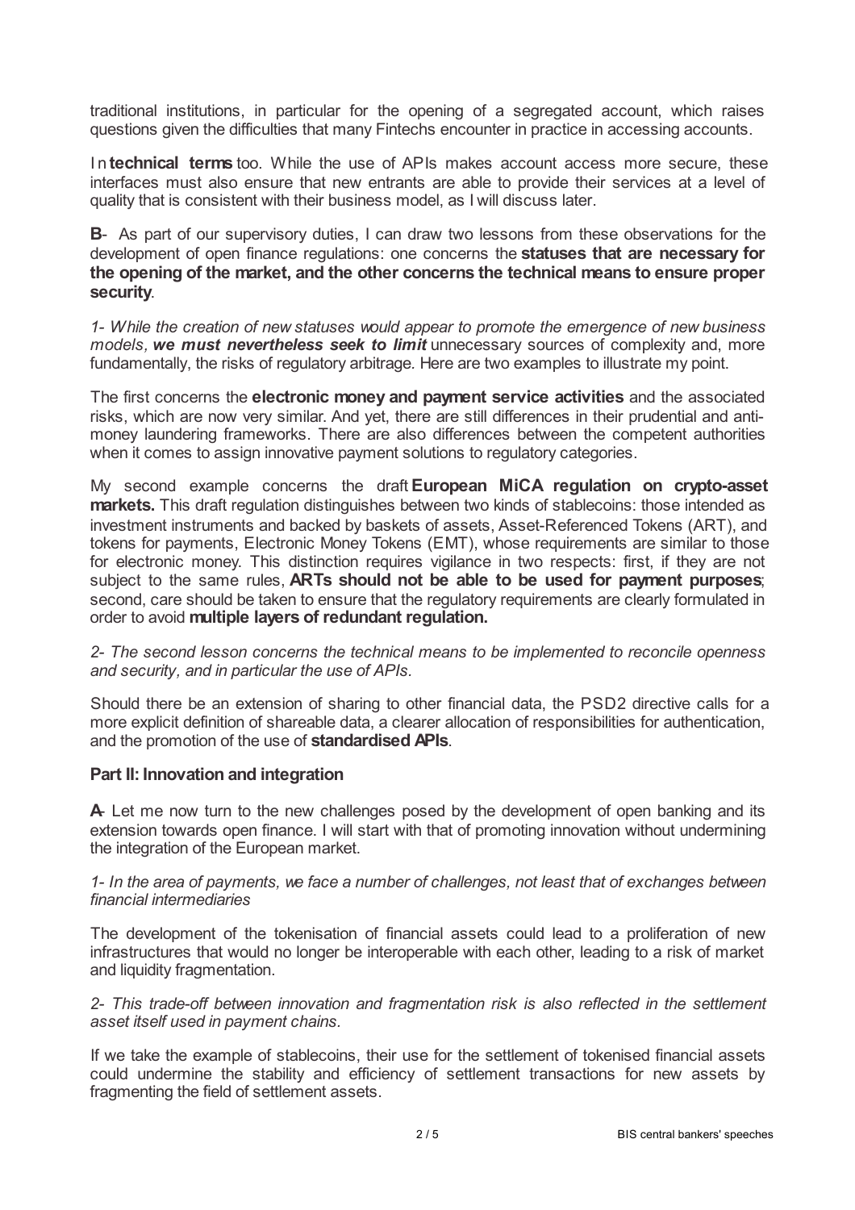traditional institutions, in particular for the opening of a segregated account, which raises questions given the difficulties that many Fintechs encounter in practice in accessing accounts.

In **technical terms** too. While the use of APIs makes account access more secure, these interfaces must also ensure that new entrants are able to provide their services at a level of quality that is consistent with their business model, as I will discuss later.

**B**- As part of our supervisory duties, I can draw two lessons from these observations for the development of open finance regulations: one concerns the **statuses that are necessary for the opening of the market, and the other concerns the technical means to ensure proper security**.

*1- While the creation of new statuses would appear to promote the emergence of new business models, **we must nevertheless seek to limit** unnecessary sources of complexity and, more fundamentally, the risks of regulatory arbitrage. Here are two examples to illustrate my point.*

The first concerns the **electronic money and payment service activities** and the associated risks, which are now very similar. And yet, there are still differences in their prudential and anti-money laundering frameworks. There are also differences between the competent authorities when it comes to assign innovative payment solutions to regulatory categories.

My second example concerns the draft **European MiCA regulation on crypto-asset markets.** This draft regulation distinguishes between two kinds of stablecoins: those intended as investment instruments and backed by baskets of assets, Asset-Referenced Tokens (ART), and tokens for payments, Electronic Money Tokens (EMT), whose requirements are similar to those for electronic money. This distinction requires vigilance in two respects: first, if they are not subject to the same rules, **ARTs should not be able to be used for payment purposes**; second, care should be taken to ensure that the regulatory requirements are clearly formulated in order to avoid **multiple layers of redundant regulation.**

*2- The second lesson concerns the technical means to be implemented to reconcile openness and security, and in particular the use of APIs.*

Should there be an extension of sharing to other financial data, the PSD2 directive calls for a more explicit definition of shareable data, a clearer allocation of responsibilities for authentication, and the promotion of the use of **standardised APIs**.

### Part II: Innovation and integration

**A**- Let me now turn to the new challenges posed by the development of open banking and its extension towards open finance. I will start with that of promoting innovation without undermining the integration of the European market.

*1- In the area of payments, we face a number of challenges, not least that of exchanges between financial intermediaries*

The development of the tokenisation of financial assets could lead to a proliferation of new infrastructures that would no longer be interoperable with each other, leading to a risk of market and liquidity fragmentation.

*2- This trade-off between innovation and fragmentation risk is also reflected in the settlement asset itself used in payment chains.*

If we take the example of stablecoins, their use for the settlement of tokenised financial assets could undermine the stability and efficiency of settlement transactions for new assets by fragmenting the field of settlement assets.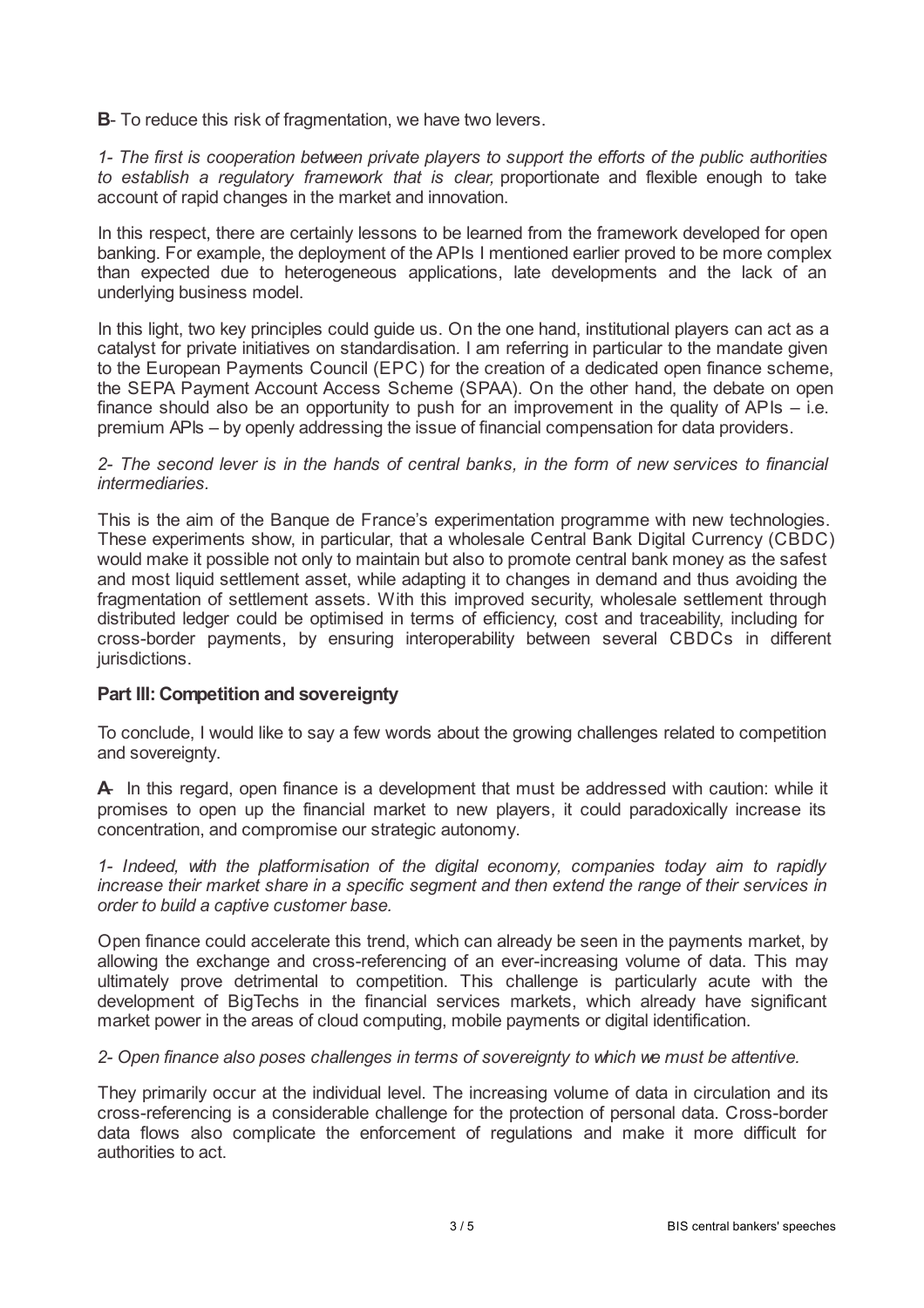**B**- To reduce this risk of fragmentation, we have two levers.

*1- The first is cooperation between private players to support the efforts of the public authorities to establish a regulatory framework that is clear,* proportionate and flexible enough to take account of rapid changes in the market and innovation.

In this respect, there are certainly lessons to be learned from the framework developed for open banking. For example, the deployment of the APIs I mentioned earlier proved to be more complex than expected due to heterogeneous applications, late developments and the lack of an underlying business model.

In this light, two key principles could guide us. On the one hand, institutional players can act as a catalyst for private initiatives on standardisation. I am referring in particular to the mandate given to the European Payments Council (EPC) for the creation of a dedicated open finance scheme, the SEPA Payment Account Access Scheme (SPAA). On the other hand, the debate on open finance should also be an opportunity to push for an improvement in the quality of APIs – i.e. premium APIs – by openly addressing the issue of financial compensation for data providers.

*2- The second lever is in the hands of central banks, in the form of new services to financial intermediaries.*

This is the aim of the Banque de France's experimentation programme with new technologies. These experiments show, in particular, that a wholesale Central Bank Digital Currency (CBDC) would make it possible not only to maintain but also to promote central bank money as the safest and most liquid settlement asset, while adapting it to changes in demand and thus avoiding the fragmentation of settlement assets. With this improved security, wholesale settlement through distributed ledger could be optimised in terms of efficiency, cost and traceability, including for cross-border payments, by ensuring interoperability between several CBDCs in different jurisdictions.

## Part III: Competition and sovereignty

To conclude, I would like to say a few words about the growing challenges related to competition and sovereignty.

**A**- In this regard, open finance is a development that must be addressed with caution: while it promises to open up the financial market to new players, it could paradoxically increase its concentration, and compromise our strategic autonomy.

*1- Indeed, with the platformisation of the digital economy, companies today aim to rapidly increase their market share in a specific segment and then extend the range of their services in order to build a captive customer base.*

Open finance could accelerate this trend, which can already be seen in the payments market, by allowing the exchange and cross-referencing of an ever-increasing volume of data. This may ultimately prove detrimental to competition. This challenge is particularly acute with the development of BigTechs in the financial services markets, which already have significant market power in the areas of cloud computing, mobile payments or digital identification.

*2- Open finance also poses challenges in terms of sovereignty to which we must be attentive.*

They primarily occur at the individual level. The increasing volume of data in circulation and its cross-referencing is a considerable challenge for the protection of personal data. Cross-border data flows also complicate the enforcement of regulations and make it more difficult for authorities to act.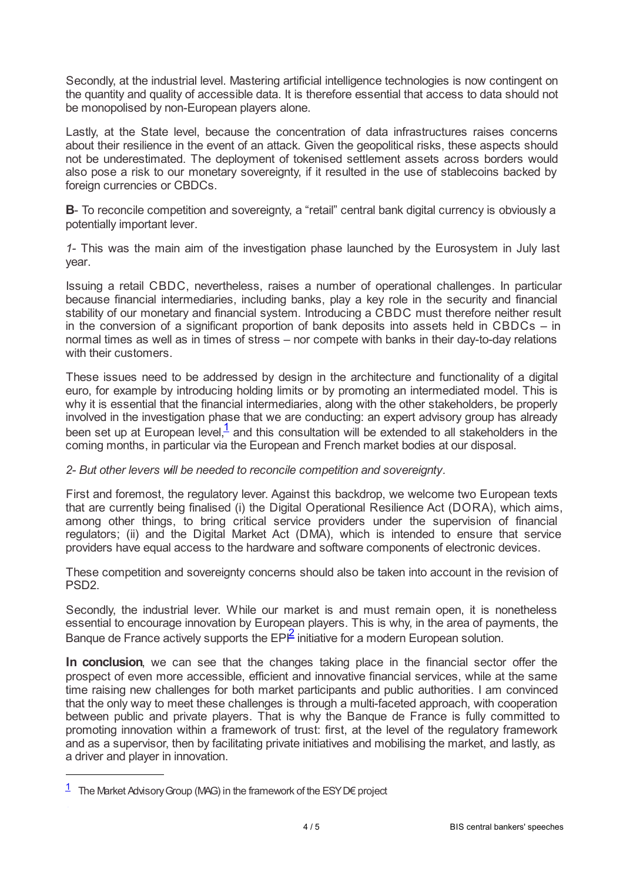Secondly, at the industrial level. Mastering artificial intelligence technologies is now contingent on the quantity and quality of accessible data. It is therefore essential that access to data should not be monopolised by non-European players alone.

Lastly, at the State level, because the concentration of data infrastructures raises concerns about their resilience in the event of an attack. Given the geopolitical risks, these aspects should not be underestimated. The deployment of tokenised settlement assets across borders would also pose a risk to our monetary sovereignty, if it resulted in the use of stablecoins backed by foreign currencies or CBDCs.

**B**- To reconcile competition and sovereignty, a "retail" central bank digital currency is obviously a potentially important lever.

*1-* This was the main aim of the investigation phase launched by the Eurosystem in July last year.

Issuing a retail CBDC, nevertheless, raises a number of operational challenges. In particular because financial intermediaries, including banks, play a key role in the security and financial stability of our monetary and financial system. Introducing a CBDC must therefore neither result in the conversion of a significant proportion of bank deposits into assets held in CBDCs – in normal times as well as in times of stress – nor compete with banks in their day-to-day relations with their customers.

These issues need to be addressed by design in the architecture and functionality of a digital euro, for example by introducing holding limits or by promoting an intermediated model. This is why it is essential that the financial intermediaries, along with the other stakeholders, be properly involved in the investigation phase that we are conducting: an expert advisory group has already been set up at European level,[1] and this consultation will be extended to all stakeholders in the coming months, in particular via the European and French market bodies at our disposal.

*2- But other levers will be needed to reconcile competition and sovereignty*.

First and foremost, the regulatory lever. Against this backdrop, we welcome two European texts that are currently being finalised (i) the Digital Operational Resilience Act (DORA), which aims, among other things, to bring critical service providers under the supervision of financial regulators; (ii) and the Digital Market Act (DMA), which is intended to ensure that service providers have equal access to the hardware and software components of electronic devices.

These competition and sovereignty concerns should also be taken into account in the revision of PSD2.

Secondly, the industrial lever. While our market is and must remain open, it is nonetheless essential to encourage innovation by European players. This is why, in the area of payments, the Banque de France actively supports the EPI[2] initiative for a modern European solution.

**In conclusion**, we can see that the changes taking place in the financial sector offer the prospect of even more accessible, efficient and innovative financial services, while at the same time raising new challenges for both market participants and public authorities. I am convinced that the only way to meet these challenges is through a multi-faceted approach, with cooperation between public and private players. That is why the Banque de France is fully committed to promoting innovation within a framework of trust: first, at the level of the regulatory framework and as a supervisor, then by facilitating private initiatives and mobilising the market, and lastly, as a driver and player in innovation.

---

[1] The Market Advisory Group (MAG) in the framework of the ESYD€ project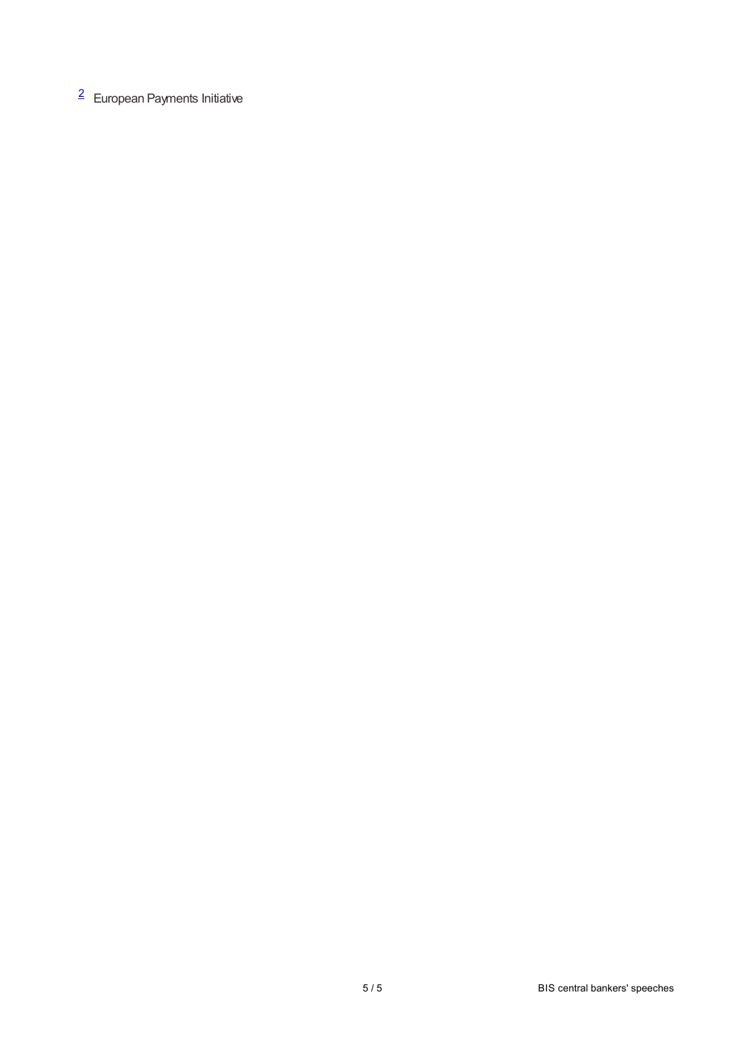[2] European Payments Initiative